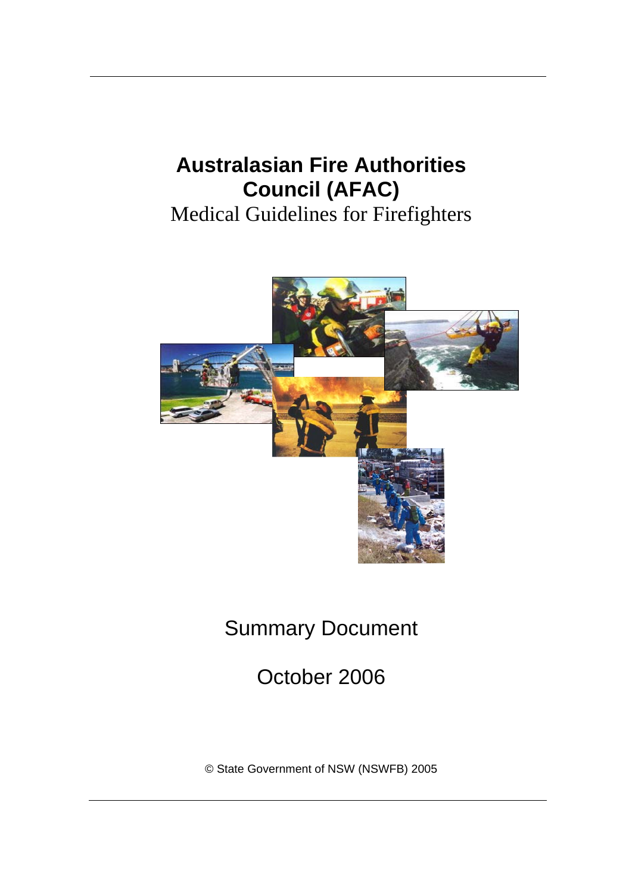# Australasian Fire Authorities Council (AFAC)

Medical Guidelines for Firefighters

Summary Document

October 2006

© State Government of NSW (NSWFB) 2005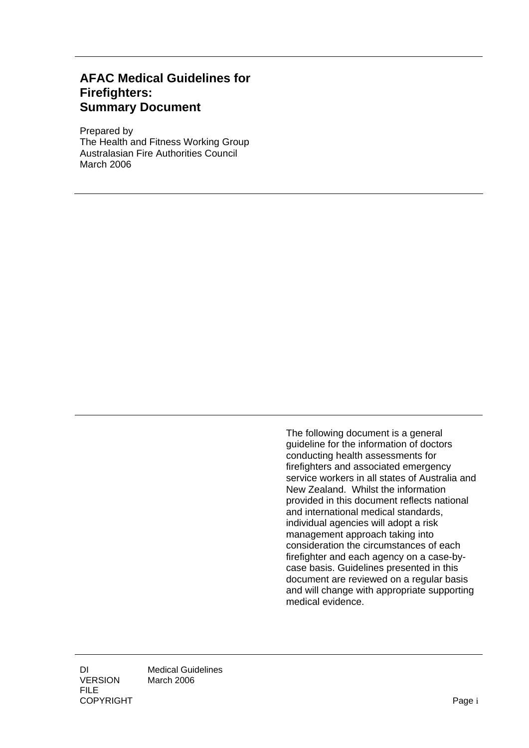# AFAC Medical Guidelines for Firefighters: Summary Document

Prepared by
The Health and Fitness Working Group
Australasian Fire Authorities Council
March 2006

The following document is a general guideline for the information of doctors conducting health assessments for firefighters and associated emergency service workers in all states of Australia and New Zealand. Whilst the information provided in this document reflects national and international medical standards, individual agencies will adopt a risk management approach taking into consideration the circumstances of each firefighter and each agency on a case-by-case basis. Guidelines presented in this document are reviewed on a regular basis and will change with appropriate supporting medical evidence.

| | |
|---|---|
| DI | Medical Guidelines |
| VERSION | March 2006 |
| FILE | |
| COPYRIGHT | |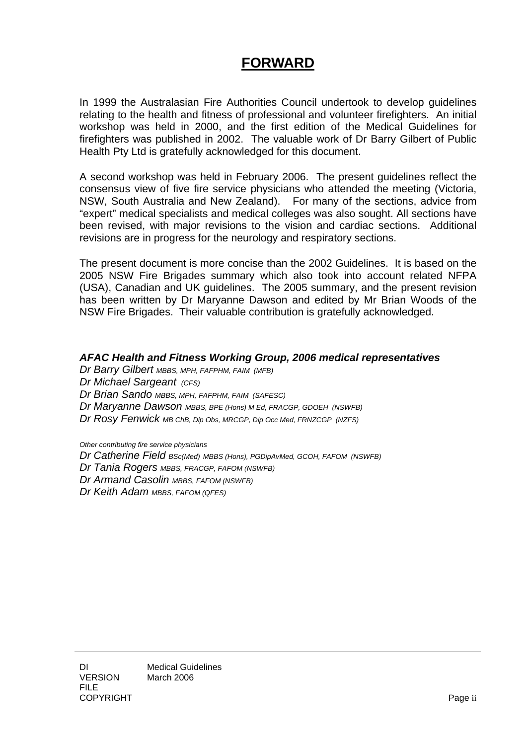# FORWARD

In 1999 the Australasian Fire Authorities Council undertook to develop guidelines relating to the health and fitness of professional and volunteer firefighters. An initial workshop was held in 2000, and the first edition of the Medical Guidelines for firefighters was published in 2002. The valuable work of Dr Barry Gilbert of Public Health Pty Ltd is gratefully acknowledged for this document.

A second workshop was held in February 2006. The present guidelines reflect the consensus view of five fire service physicians who attended the meeting (Victoria, NSW, South Australia and New Zealand). For many of the sections, advice from "expert" medical specialists and medical colleges was also sought. All sections have been revised, with major revisions to the vision and cardiac sections. Additional revisions are in progress for the neurology and respiratory sections.

The present document is more concise than the 2002 Guidelines. It is based on the 2005 NSW Fire Brigades summary which also took into account related NFPA (USA), Canadian and UK guidelines. The 2005 summary, and the present revision has been written by Dr Maryanne Dawson and edited by Mr Brian Woods of the NSW Fire Brigades. Their valuable contribution is gratefully acknowledged.

***AFAC Health and Fitness Working Group, 2006 medical representatives***

*Dr Barry Gilbert MBBS, MPH, FAFPHM, FAIM (MFB)*
*Dr Michael Sargeant (CFS)*
*Dr Brian Sando MBBS, MPH, FAFPHM, FAIM (SAFESC)*
*Dr Maryanne Dawson MBBS, BPE (Hons) M Ed, FRACGP, GDOEH (NSWFB)*
*Dr Rosy Fenwick MB ChB, Dip Obs, MRCGP, Dip Occ Med, FRNZCGP (NZFS)*

*Other contributing fire service physicians*
*Dr Catherine Field BSc(Med) MBBS (Hons), PGDipAvMed, GCOH, FAFOM (NSWFB)*
*Dr Tania Rogers MBBS, FRACGP, FAFOM (NSWFB)*
*Dr Armand Casolin MBBS, FAFOM (NSWFB)*
*Dr Keith Adam MBBS, FAFOM (QFES)*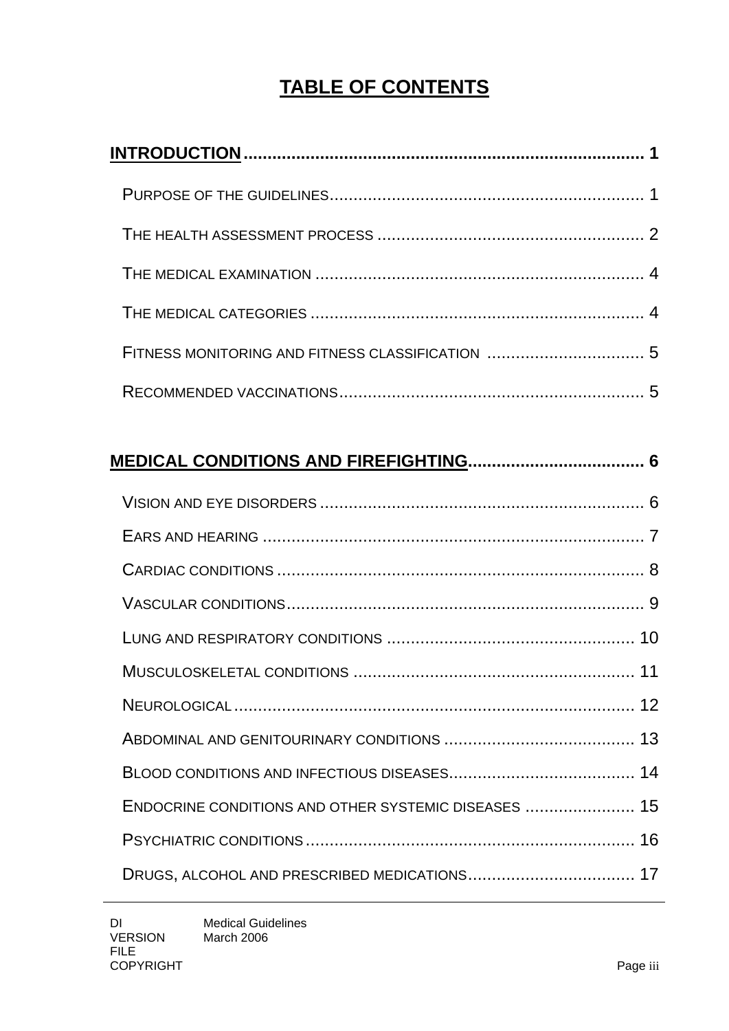# TABLE OF CONTENTS

**INTRODUCTION** .................................................................................. **1**

- PURPOSE OF THE GUIDELINES ................................................................. 1
- THE HEALTH ASSESSMENT PROCESS ........................................................ 2
- THE MEDICAL EXAMINATION .................................................................... 4
- THE MEDICAL CATEGORIES ...................................................................... 4
- FITNESS MONITORING AND FITNESS CLASSIFICATION ................................. 5
- RECOMMENDED VACCINATIONS ................................................................ 5

**MEDICAL CONDITIONS AND FIREFIGHTING** .................................... **6**

- VISION AND EYE DISORDERS ................................................................... 6
- EARS AND HEARING ................................................................................ 7
- CARDIAC CONDITIONS ............................................................................. 8
- VASCULAR CONDITIONS ........................................................................... 9
- LUNG AND RESPIRATORY CONDITIONS .................................................... 10
- MUSCULOSKELETAL CONDITIONS ........................................................... 11
- NEUROLOGICAL ..................................................................................... 12
- ABDOMINAL AND GENITOURINARY CONDITIONS ........................................ 13
- BLOOD CONDITIONS AND INFECTIOUS DISEASES ....................................... 14
- ENDOCRINE CONDITIONS AND OTHER SYSTEMIC DISEASES ....................... 15
- PSYCHIATRIC CONDITIONS ..................................................................... 16
- DRUGS, ALCOHOL AND PRESCRIBED MEDICATIONS ................................... 17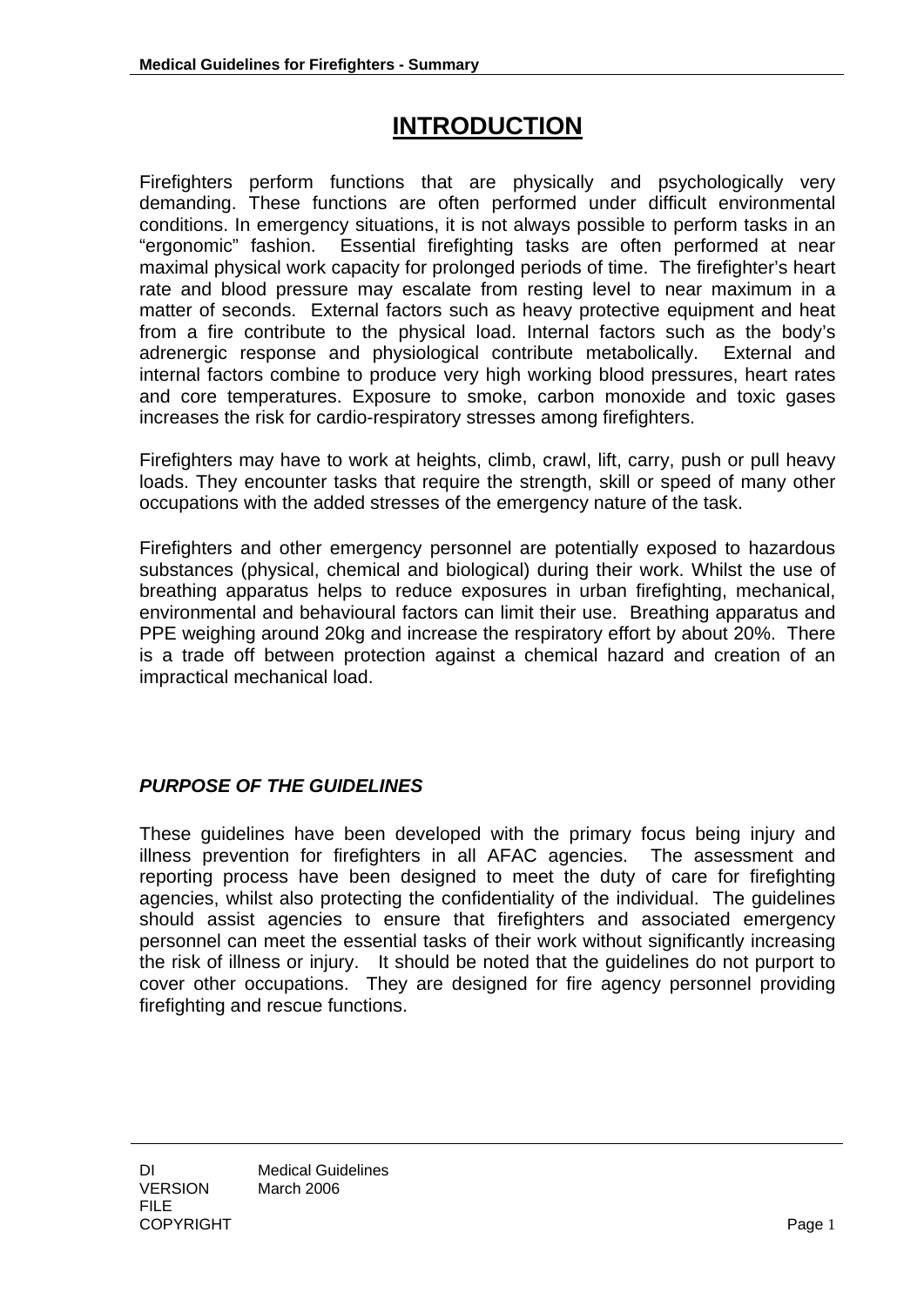# INTRODUCTION

Firefighters perform functions that are physically and psychologically very demanding. These functions are often performed under difficult environmental conditions. In emergency situations, it is not always possible to perform tasks in an "ergonomic" fashion. Essential firefighting tasks are often performed at near maximal physical work capacity for prolonged periods of time. The firefighter's heart rate and blood pressure may escalate from resting level to near maximum in a matter of seconds. External factors such as heavy protective equipment and heat from a fire contribute to the physical load. Internal factors such as the body's adrenergic response and physiological contribute metabolically. External and internal factors combine to produce very high working blood pressures, heart rates and core temperatures. Exposure to smoke, carbon monoxide and toxic gases increases the risk for cardio-respiratory stresses among firefighters.

Firefighters may have to work at heights, climb, crawl, lift, carry, push or pull heavy loads. They encounter tasks that require the strength, skill or speed of many other occupations with the added stresses of the emergency nature of the task.

Firefighters and other emergency personnel are potentially exposed to hazardous substances (physical, chemical and biological) during their work. Whilst the use of breathing apparatus helps to reduce exposures in urban firefighting, mechanical, environmental and behavioural factors can limit their use. Breathing apparatus and PPE weighing around 20kg and increase the respiratory effort by about 20%. There is a trade off between protection against a chemical hazard and creation of an impractical mechanical load.

### *PURPOSE OF THE GUIDELINES*

These guidelines have been developed with the primary focus being injury and illness prevention for firefighters in all AFAC agencies. The assessment and reporting process have been designed to meet the duty of care for firefighting agencies, whilst also protecting the confidentiality of the individual. The guidelines should assist agencies to ensure that firefighters and associated emergency personnel can meet the essential tasks of their work without significantly increasing the risk of illness or injury. It should be noted that the guidelines do not purport to cover other occupations. They are designed for fire agency personnel providing firefighting and rescue functions.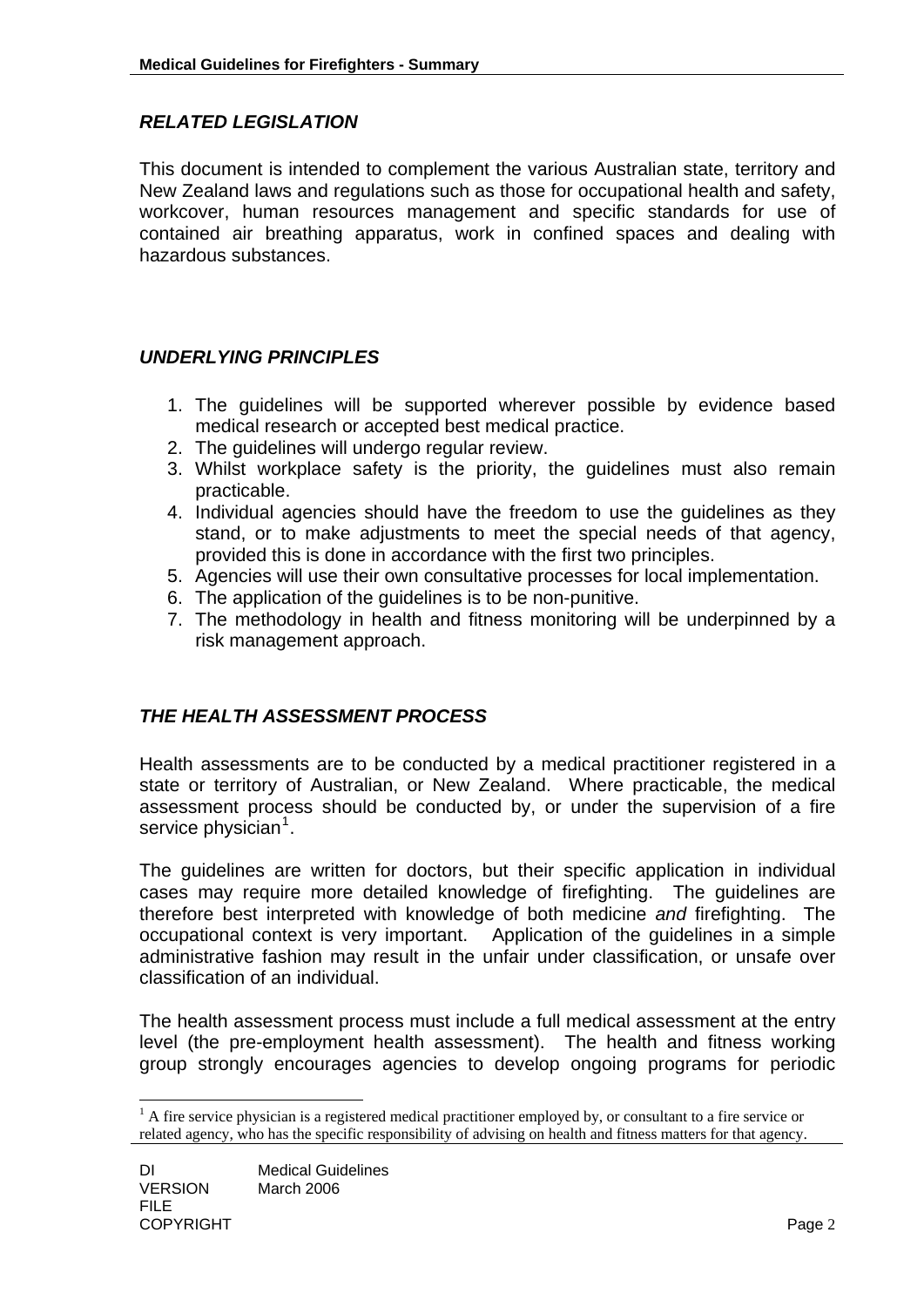### *RELATED LEGISLATION*

This document is intended to complement the various Australian state, territory and New Zealand laws and regulations such as those for occupational health and safety, workcover, human resources management and specific standards for use of contained air breathing apparatus, work in confined spaces and dealing with hazardous substances.

### *UNDERLYING PRINCIPLES*

1. The guidelines will be supported wherever possible by evidence based medical research or accepted best medical practice.
2. The guidelines will undergo regular review.
3. Whilst workplace safety is the priority, the guidelines must also remain practicable.
4. Individual agencies should have the freedom to use the guidelines as they stand, or to make adjustments to meet the special needs of that agency, provided this is done in accordance with the first two principles.
5. Agencies will use their own consultative processes for local implementation.
6. The application of the guidelines is to be non-punitive.
7. The methodology in health and fitness monitoring will be underpinned by a risk management approach.

### *THE HEALTH ASSESSMENT PROCESS*

Health assessments are to be conducted by a medical practitioner registered in a state or territory of Australian, or New Zealand. Where practicable, the medical assessment process should be conducted by, or under the supervision of a fire service physician[1].

The guidelines are written for doctors, but their specific application in individual cases may require more detailed knowledge of firefighting. The guidelines are therefore best interpreted with knowledge of both medicine *and* firefighting. The occupational context is very important. Application of the guidelines in a simple administrative fashion may result in the unfair under classification, or unsafe over classification of an individual.

The health assessment process must include a full medical assessment at the entry level (the pre-employment health assessment). The health and fitness working group strongly encourages agencies to develop ongoing programs for periodic

[1] A fire service physician is a registered medical practitioner employed by, or consultant to a fire service or related agency, who has the specific responsibility of advising on health and fitness matters for that agency.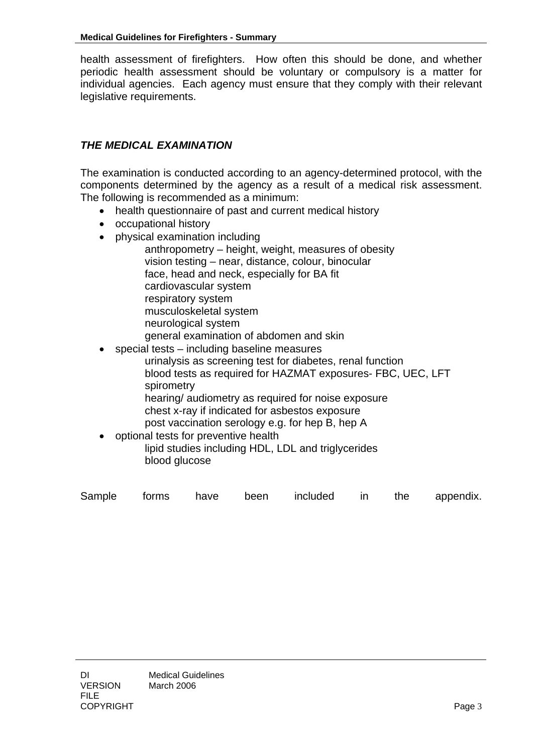health assessment of firefighters. How often this should be done, and whether periodic health assessment should be voluntary or compulsory is a matter for individual agencies. Each agency must ensure that they comply with their relevant legislative requirements.

### *THE MEDICAL EXAMINATION*

The examination is conducted according to an agency-determined protocol, with the components determined by the agency as a result of a medical risk assessment. The following is recommended as a minimum:

- health questionnaire of past and current medical history
- occupational history
- physical examination including
  - anthropometry – height, weight, measures of obesity
  - vision testing – near, distance, colour, binocular
  - face, head and neck, especially for BA fit
  - cardiovascular system
  - respiratory system
  - musculoskeletal system
  - neurological system
  - general examination of abdomen and skin
- special tests – including baseline measures
  - urinalysis as screening test for diabetes, renal function
  - blood tests as required for HAZMAT exposures- FBC, UEC, LFT
  - spirometry
  - hearing/ audiometry as required for noise exposure
  - chest x-ray if indicated for asbestos exposure
  - post vaccination serology e.g. for hep B, hep A
- optional tests for preventive health
  - lipid studies including HDL, LDL and triglycerides
  - blood glucose

Sample forms have been included in the appendix.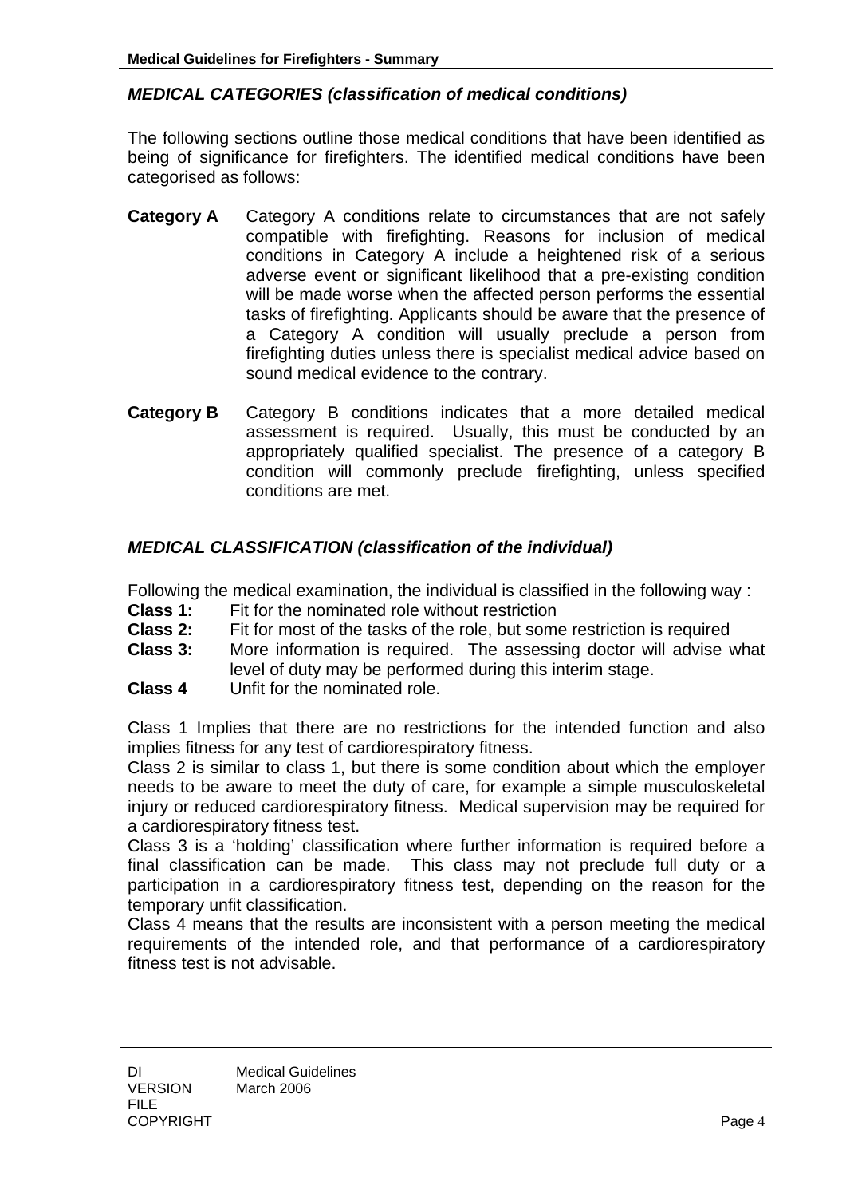## *MEDICAL CATEGORIES (classification of medical conditions)*

The following sections outline those medical conditions that have been identified as being of significance for firefighters. The identified medical conditions have been categorised as follows:

**Category A** Category A conditions relate to circumstances that are not safely compatible with firefighting. Reasons for inclusion of medical conditions in Category A include a heightened risk of a serious adverse event or significant likelihood that a pre-existing condition will be made worse when the affected person performs the essential tasks of firefighting. Applicants should be aware that the presence of a Category A condition will usually preclude a person from firefighting duties unless there is specialist medical advice based on sound medical evidence to the contrary.

**Category B** Category B conditions indicates that a more detailed medical assessment is required. Usually, this must be conducted by an appropriately qualified specialist. The presence of a category B condition will commonly preclude firefighting, unless specified conditions are met.

## *MEDICAL CLASSIFICATION (classification of the individual)*

Following the medical examination, the individual is classified in the following way :

**Class 1:** Fit for the nominated role without restriction
**Class 2:** Fit for most of the tasks of the role, but some restriction is required
**Class 3:** More information is required. The assessing doctor will advise what level of duty may be performed during this interim stage.
**Class 4** Unfit for the nominated role.

Class 1 Implies that there are no restrictions for the intended function and also implies fitness for any test of cardiorespiratory fitness.
Class 2 is similar to class 1, but there is some condition about which the employer needs to be aware to meet the duty of care, for example a simple musculoskeletal injury or reduced cardiorespiratory fitness. Medical supervision may be required for a cardiorespiratory fitness test.
Class 3 is a 'holding' classification where further information is required before a final classification can be made. This class may not preclude full duty or a participation in a cardiorespiratory fitness test, depending on the reason for the temporary unfit classification.
Class 4 means that the results are inconsistent with a person meeting the medical requirements of the intended role, and that performance of a cardiorespiratory fitness test is not advisable.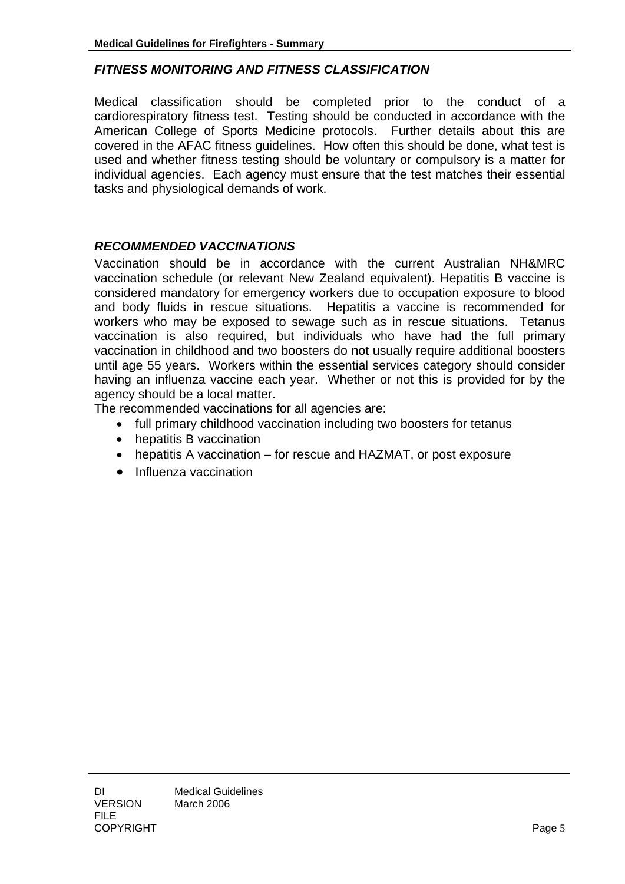## *FITNESS MONITORING AND FITNESS CLASSIFICATION*

Medical classification should be completed prior to the conduct of a cardiorespiratory fitness test. Testing should be conducted in accordance with the American College of Sports Medicine protocols. Further details about this are covered in the AFAC fitness guidelines. How often this should be done, what test is used and whether fitness testing should be voluntary or compulsory is a matter for individual agencies. Each agency must ensure that the test matches their essential tasks and physiological demands of work.

## *RECOMMENDED VACCINATIONS*

Vaccination should be in accordance with the current Australian NH&MRC vaccination schedule (or relevant New Zealand equivalent). Hepatitis B vaccine is considered mandatory for emergency workers due to occupation exposure to blood and body fluids in rescue situations. Hepatitis a vaccine is recommended for workers who may be exposed to sewage such as in rescue situations. Tetanus vaccination is also required, but individuals who have had the full primary vaccination in childhood and two boosters do not usually require additional boosters until age 55 years. Workers within the essential services category should consider having an influenza vaccine each year. Whether or not this is provided for by the agency should be a local matter.

The recommended vaccinations for all agencies are:

- full primary childhood vaccination including two boosters for tetanus
- hepatitis B vaccination
- hepatitis A vaccination – for rescue and HAZMAT, or post exposure
- Influenza vaccination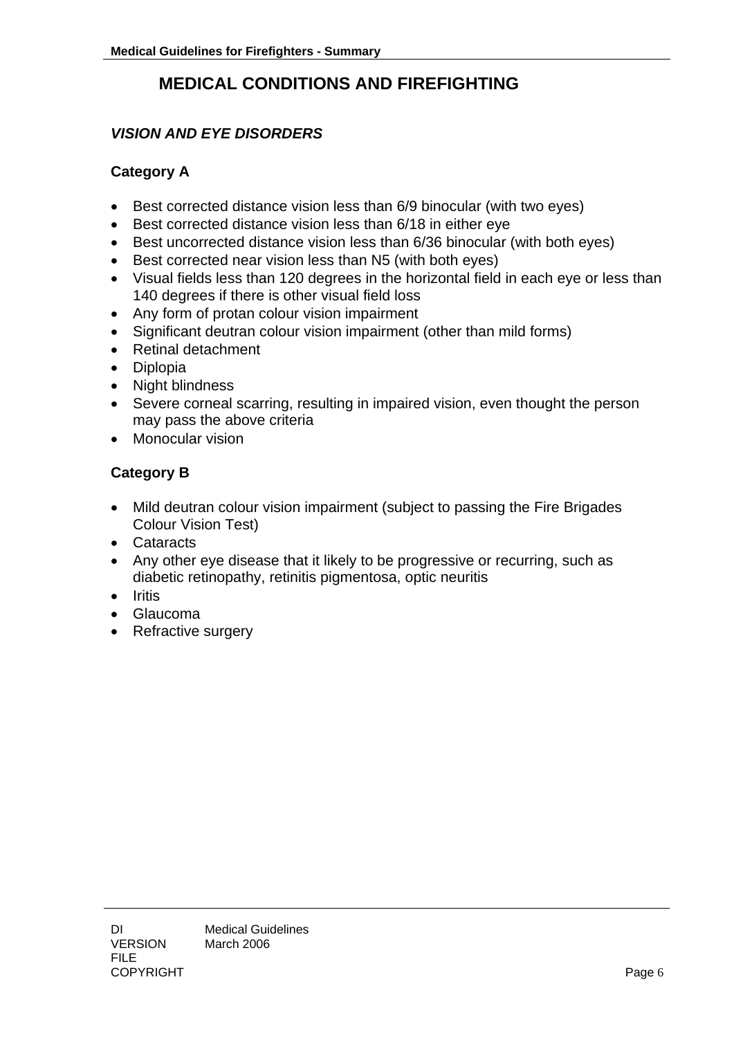# MEDICAL CONDITIONS AND FIREFIGHTING

## *VISION AND EYE DISORDERS*

### Category A

- Best corrected distance vision less than 6/9 binocular (with two eyes)
- Best corrected distance vision less than 6/18 in either eye
- Best uncorrected distance vision less than 6/36 binocular (with both eyes)
- Best corrected near vision less than N5 (with both eyes)
- Visual fields less than 120 degrees in the horizontal field in each eye or less than 140 degrees if there is other visual field loss
- Any form of protan colour vision impairment
- Significant deutran colour vision impairment (other than mild forms)
- Retinal detachment
- Diplopia
- Night blindness
- Severe corneal scarring, resulting in impaired vision, even thought the person may pass the above criteria
- Monocular vision

### Category B

- Mild deutran colour vision impairment (subject to passing the Fire Brigades Colour Vision Test)
- Cataracts
- Any other eye disease that it likely to be progressive or recurring, such as diabetic retinopathy, retinitis pigmentosa, optic neuritis
- Iritis
- Glaucoma
- Refractive surgery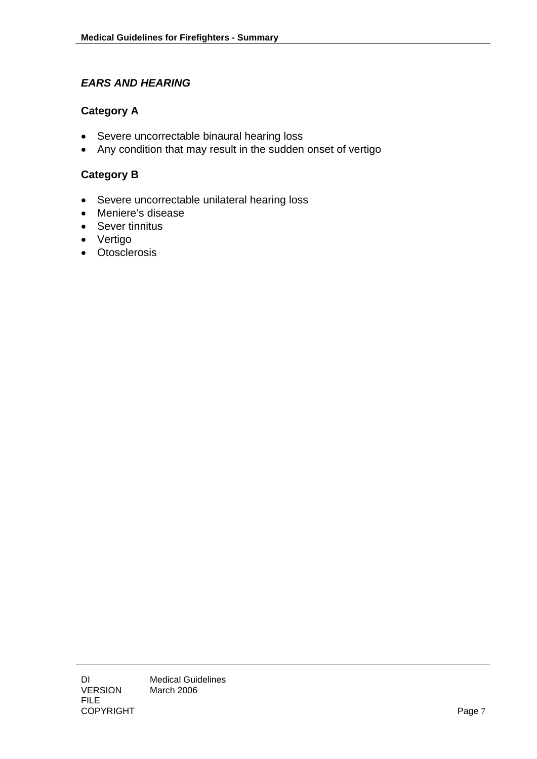## *EARS AND HEARING*

### Category A

- Severe uncorrectable binaural hearing loss
- Any condition that may result in the sudden onset of vertigo

### Category B

- Severe uncorrectable unilateral hearing loss
- Meniere's disease
- Sever tinnitus
- Vertigo
- Otosclerosis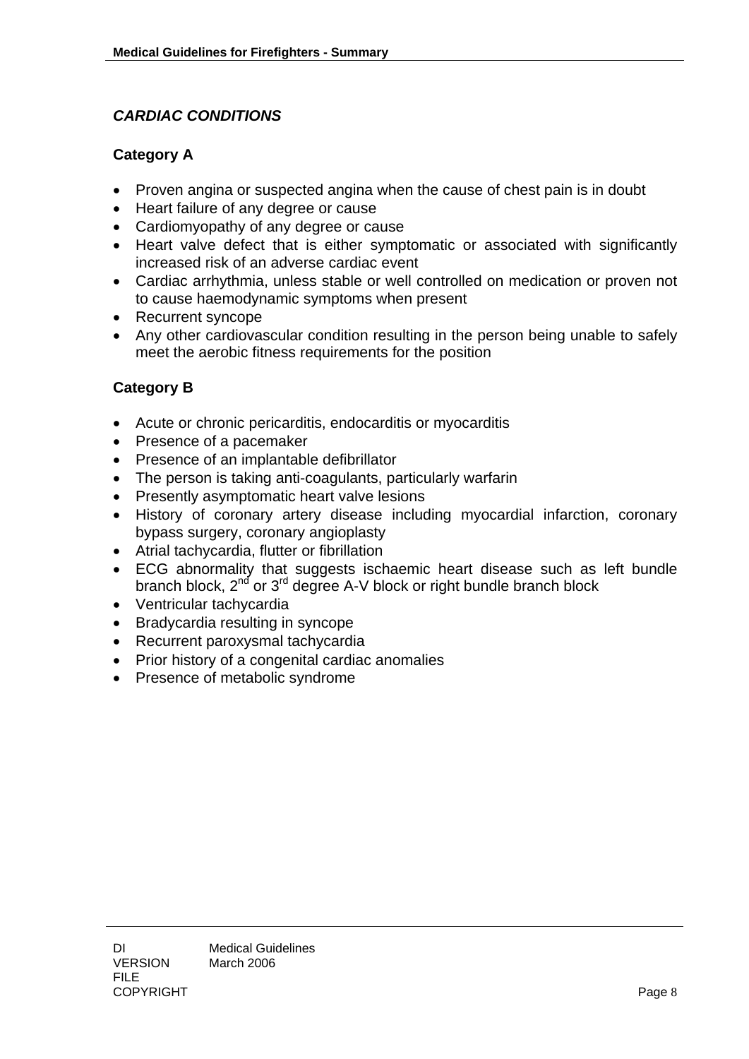## *CARDIAC CONDITIONS*

### Category A

- Proven angina or suspected angina when the cause of chest pain is in doubt
- Heart failure of any degree or cause
- Cardiomyopathy of any degree or cause
- Heart valve defect that is either symptomatic or associated with significantly increased risk of an adverse cardiac event
- Cardiac arrhythmia, unless stable or well controlled on medication or proven not to cause haemodynamic symptoms when present
- Recurrent syncope
- Any other cardiovascular condition resulting in the person being unable to safely meet the aerobic fitness requirements for the position

### Category B

- Acute or chronic pericarditis, endocarditis or myocarditis
- Presence of a pacemaker
- Presence of an implantable defibrillator
- The person is taking anti-coagulants, particularly warfarin
- Presently asymptomatic heart valve lesions
- History of coronary artery disease including myocardial infarction, coronary bypass surgery, coronary angioplasty
- Atrial tachycardia, flutter or fibrillation
- ECG abnormality that suggests ischaemic heart disease such as left bundle branch block, 2nd or 3rd degree A-V block or right bundle branch block
- Ventricular tachycardia
- Bradycardia resulting in syncope
- Recurrent paroxysmal tachycardia
- Prior history of a congenital cardiac anomalies
- Presence of metabolic syndrome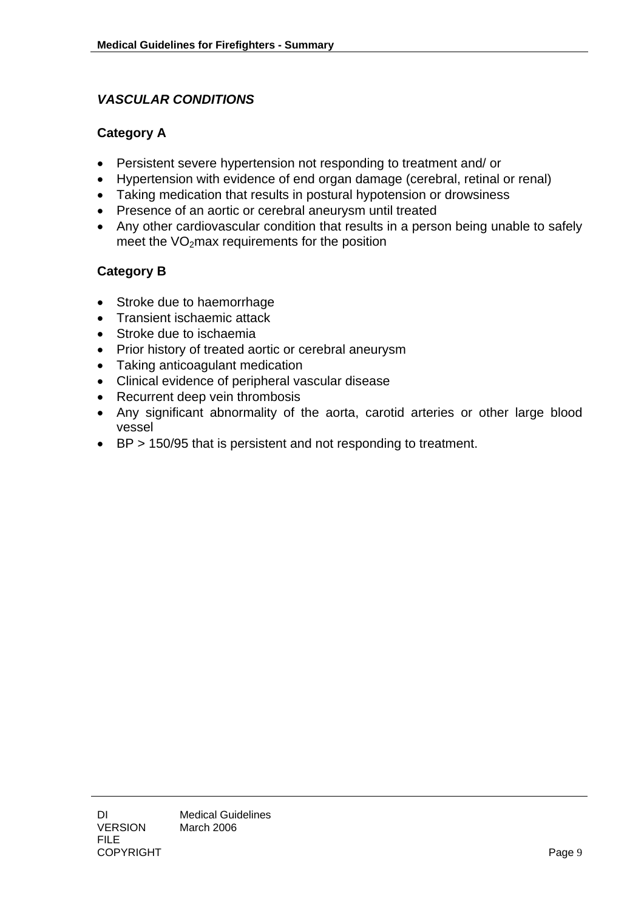## *VASCULAR CONDITIONS*

### Category A

- Persistent severe hypertension not responding to treatment and/ or
- Hypertension with evidence of end organ damage (cerebral, retinal or renal)
- Taking medication that results in postural hypotension or drowsiness
- Presence of an aortic or cerebral aneurysm until treated
- Any other cardiovascular condition that results in a person being unable to safely meet the $VO_2$max requirements for the position

### Category B

- Stroke due to haemorrhage
- Transient ischaemic attack
- Stroke due to ischaemia
- Prior history of treated aortic or cerebral aneurysm
- Taking anticoagulant medication
- Clinical evidence of peripheral vascular disease
- Recurrent deep vein thrombosis
- Any significant abnormality of the aorta, carotid arteries or other large blood vessel
- BP > 150/95 that is persistent and not responding to treatment.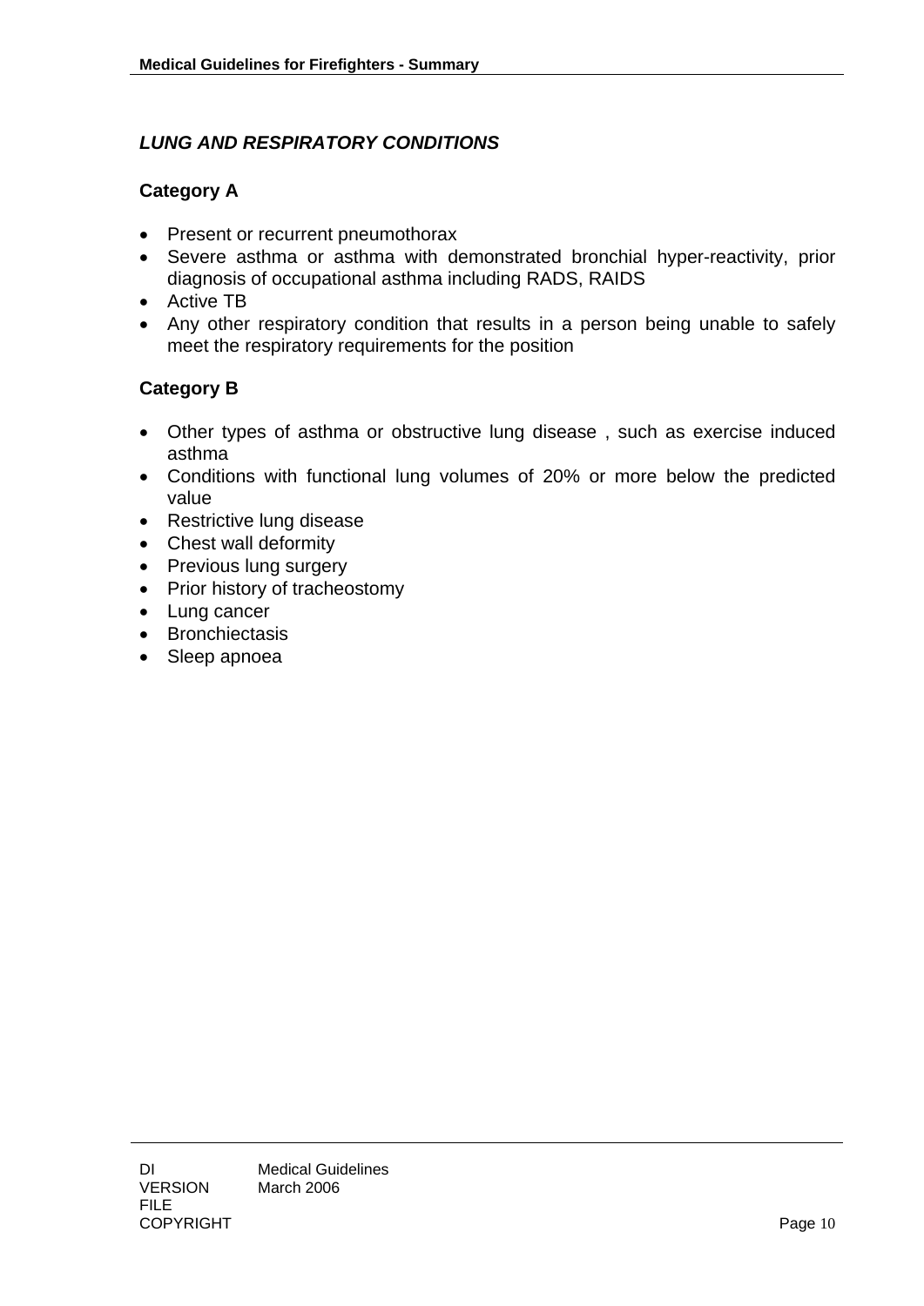### *LUNG AND RESPIRATORY CONDITIONS*

#### Category A

- Present or recurrent pneumothorax
- Severe asthma or asthma with demonstrated bronchial hyper-reactivity, prior diagnosis of occupational asthma including RADS, RAIDS
- Active TB
- Any other respiratory condition that results in a person being unable to safely meet the respiratory requirements for the position

#### Category B

- Other types of asthma or obstructive lung disease , such as exercise induced asthma
- Conditions with functional lung volumes of 20% or more below the predicted value
- Restrictive lung disease
- Chest wall deformity
- Previous lung surgery
- Prior history of tracheostomy
- Lung cancer
- Bronchiectasis
- Sleep apnoea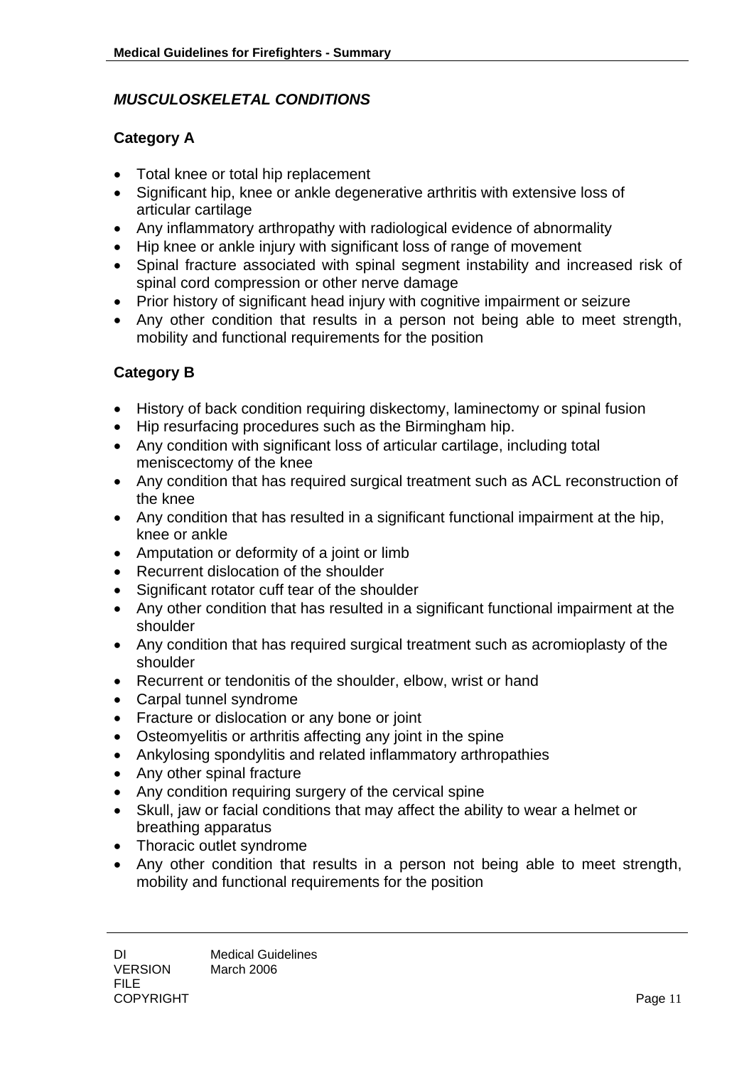## *MUSCULOSKELETAL CONDITIONS*

### Category A

- Total knee or total hip replacement
- Significant hip, knee or ankle degenerative arthritis with extensive loss of articular cartilage
- Any inflammatory arthropathy with radiological evidence of abnormality
- Hip knee or ankle injury with significant loss of range of movement
- Spinal fracture associated with spinal segment instability and increased risk of spinal cord compression or other nerve damage
- Prior history of significant head injury with cognitive impairment or seizure
- Any other condition that results in a person not being able to meet strength, mobility and functional requirements for the position

### Category B

- History of back condition requiring diskectomy, laminectomy or spinal fusion
- Hip resurfacing procedures such as the Birmingham hip.
- Any condition with significant loss of articular cartilage, including total meniscectomy of the knee
- Any condition that has required surgical treatment such as ACL reconstruction of the knee
- Any condition that has resulted in a significant functional impairment at the hip, knee or ankle
- Amputation or deformity of a joint or limb
- Recurrent dislocation of the shoulder
- Significant rotator cuff tear of the shoulder
- Any other condition that has resulted in a significant functional impairment at the shoulder
- Any condition that has required surgical treatment such as acromioplasty of the shoulder
- Recurrent or tendonitis of the shoulder, elbow, wrist or hand
- Carpal tunnel syndrome
- Fracture or dislocation or any bone or joint
- Osteomyelitis or arthritis affecting any joint in the spine
- Ankylosing spondylitis and related inflammatory arthropathies
- Any other spinal fracture
- Any condition requiring surgery of the cervical spine
- Skull, jaw or facial conditions that may affect the ability to wear a helmet or breathing apparatus
- Thoracic outlet syndrome
- Any other condition that results in a person not being able to meet strength, mobility and functional requirements for the position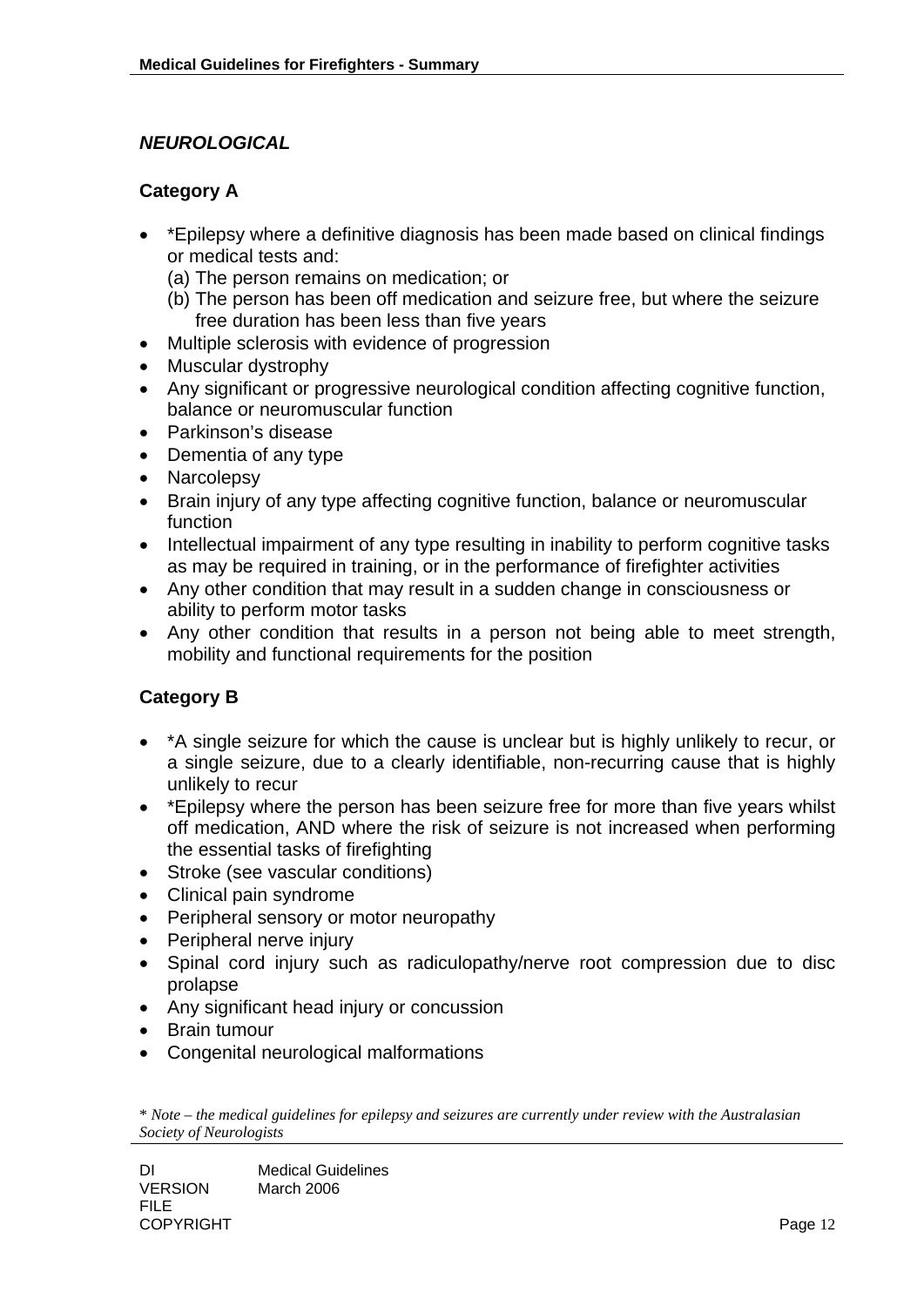## *NEUROLOGICAL*

### Category A

- *Epilepsy where a definitive diagnosis has been made based on clinical findings or medical tests and:
  - (a) The person remains on medication; or
  - (b) The person has been off medication and seizure free, but where the seizure free duration has been less than five years
- Multiple sclerosis with evidence of progression
- Muscular dystrophy
- Any significant or progressive neurological condition affecting cognitive function, balance or neuromuscular function
- Parkinson's disease
- Dementia of any type
- Narcolepsy
- Brain injury of any type affecting cognitive function, balance or neuromuscular function
- Intellectual impairment of any type resulting in inability to perform cognitive tasks as may be required in training, or in the performance of firefighter activities
- Any other condition that may result in a sudden change in consciousness or ability to perform motor tasks
- Any other condition that results in a person not being able to meet strength, mobility and functional requirements for the position

### Category B

- *A single seizure for which the cause is unclear but is highly unlikely to recur, or a single seizure, due to a clearly identifiable, non-recurring cause that is highly unlikely to recur
- *Epilepsy where the person has been seizure free for more than five years whilst off medication, AND where the risk of seizure is not increased when performing the essential tasks of firefighting
- Stroke (see vascular conditions)
- Clinical pain syndrome
- Peripheral sensory or motor neuropathy
- Peripheral nerve injury
- Spinal cord injury such as radiculopathy/nerve root compression due to disc prolapse
- Any significant head injury or concussion
- Brain tumour
- Congenital neurological malformations

* *Note – the medical guidelines for epilepsy and seizures are currently under review with the Australasian Society of Neurologists*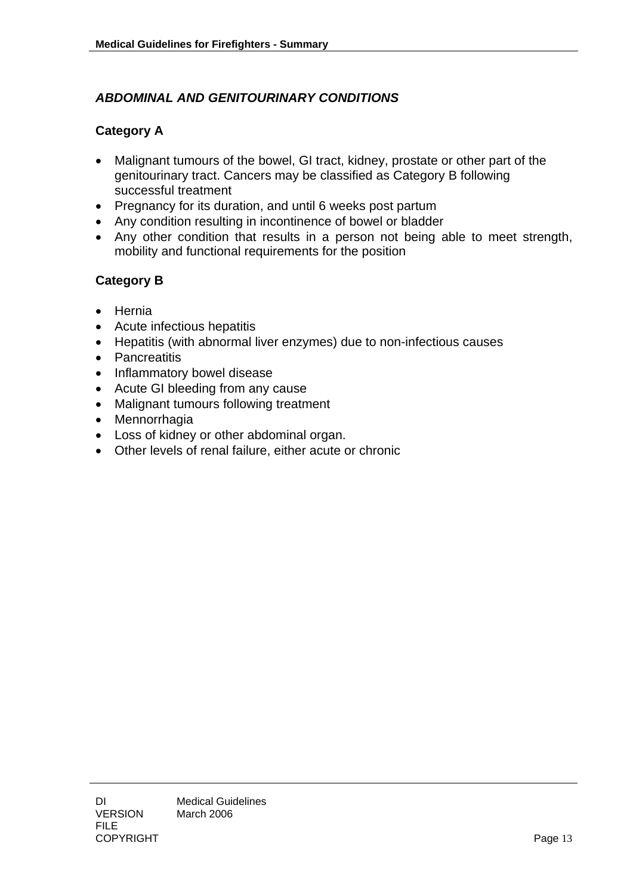## *ABDOMINAL AND GENITOURINARY CONDITIONS*

### Category A

- Malignant tumours of the bowel, GI tract, kidney, prostate or other part of the genitourinary tract. Cancers may be classified as Category B following successful treatment
- Pregnancy for its duration, and until 6 weeks post partum
- Any condition resulting in incontinence of bowel or bladder
- Any other condition that results in a person not being able to meet strength, mobility and functional requirements for the position

### Category B

- Hernia
- Acute infectious hepatitis
- Hepatitis (with abnormal liver enzymes) due to non-infectious causes
- Pancreatitis
- Inflammatory bowel disease
- Acute GI bleeding from any cause
- Malignant tumours following treatment
- Mennorrhagia
- Loss of kidney or other abdominal organ.
- Other levels of renal failure, either acute or chronic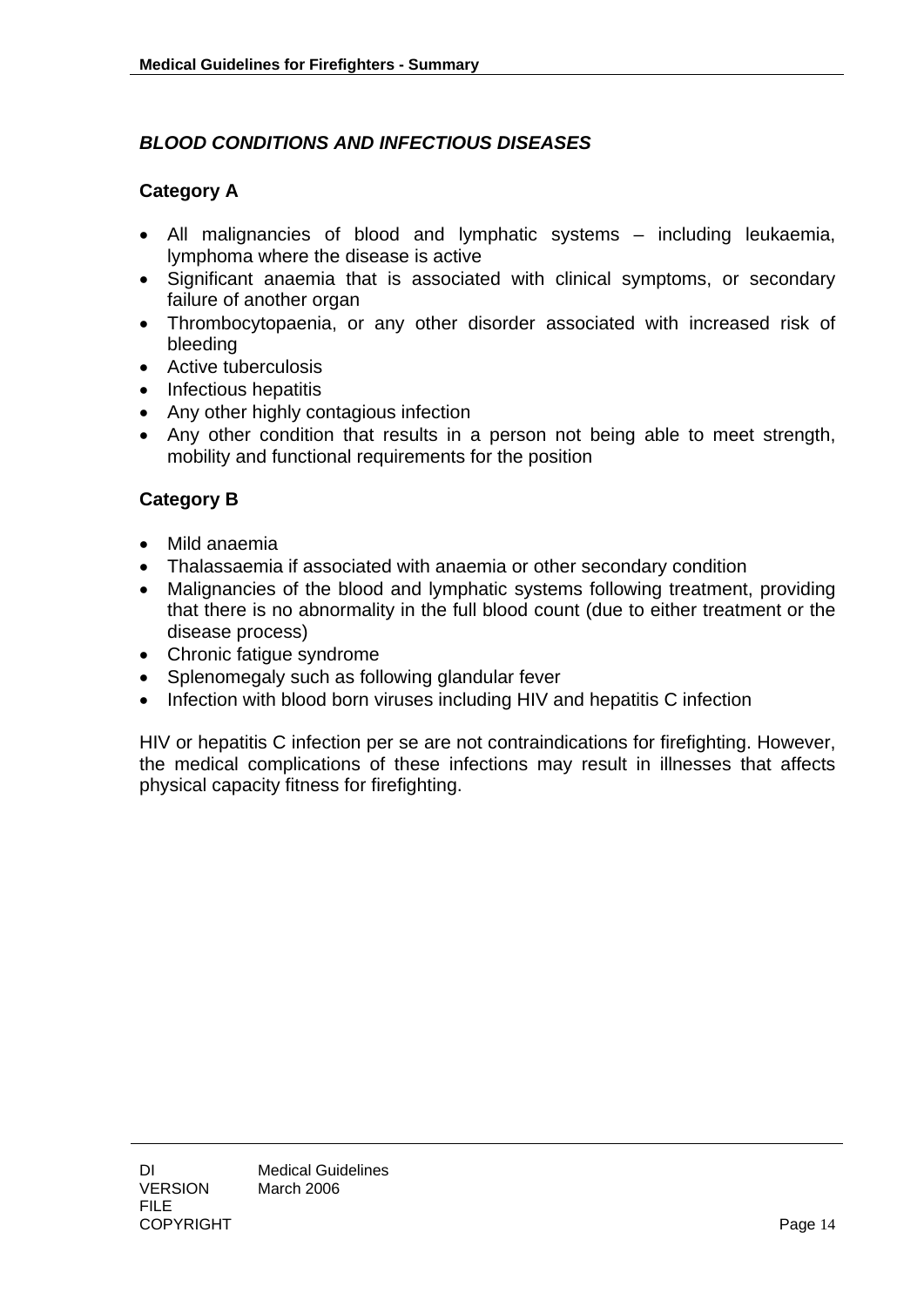## *BLOOD CONDITIONS AND INFECTIOUS DISEASES*

### Category A

- All malignancies of blood and lymphatic systems – including leukaemia, lymphoma where the disease is active
- Significant anaemia that is associated with clinical symptoms, or secondary failure of another organ
- Thrombocytopaenia, or any other disorder associated with increased risk of bleeding
- Active tuberculosis
- Infectious hepatitis
- Any other highly contagious infection
- Any other condition that results in a person not being able to meet strength, mobility and functional requirements for the position

### Category B

- Mild anaemia
- Thalassaemia if associated with anaemia or other secondary condition
- Malignancies of the blood and lymphatic systems following treatment, providing that there is no abnormality in the full blood count (due to either treatment or the disease process)
- Chronic fatigue syndrome
- Splenomegaly such as following glandular fever
- Infection with blood born viruses including HIV and hepatitis C infection

HIV or hepatitis C infection per se are not contraindications for firefighting. However, the medical complications of these infections may result in illnesses that affects physical capacity fitness for firefighting.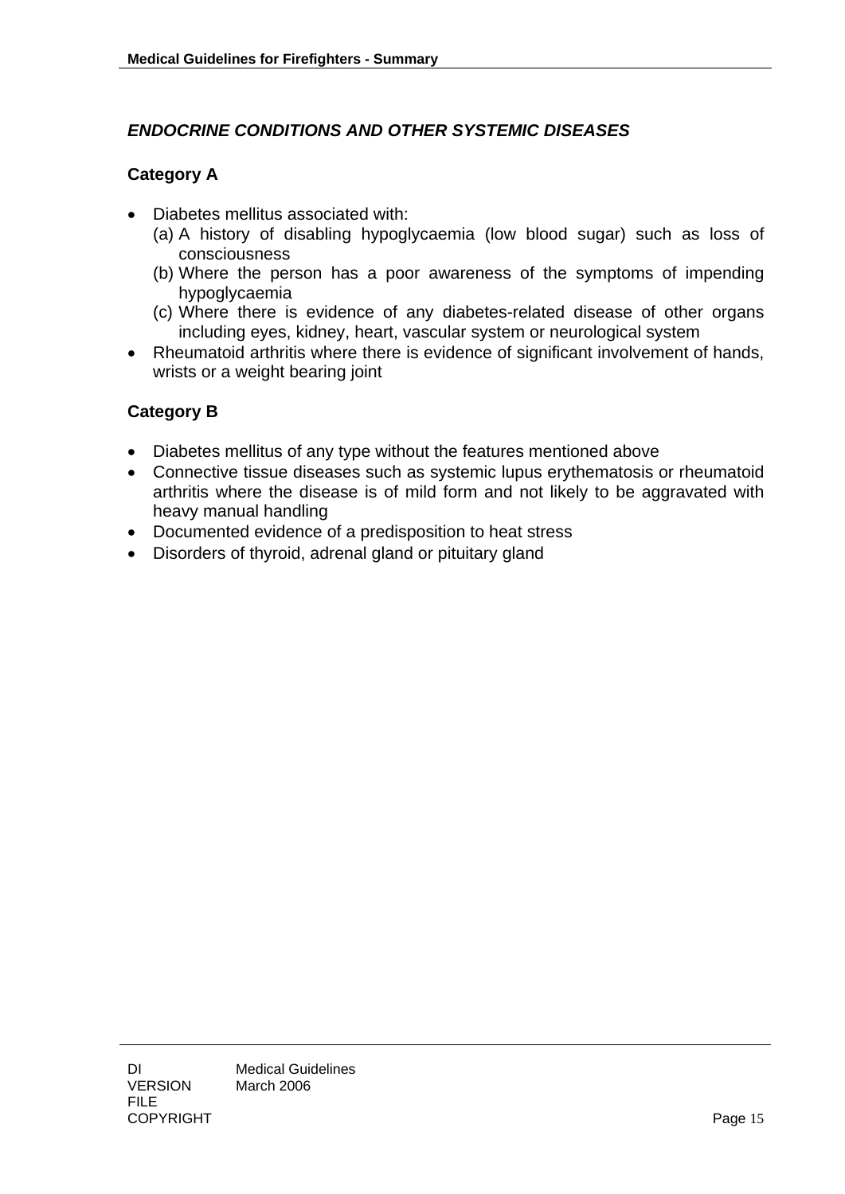## *ENDOCRINE CONDITIONS AND OTHER SYSTEMIC DISEASES*

### Category A

- Diabetes mellitus associated with:
  - (a) A history of disabling hypoglycaemia (low blood sugar) such as loss of consciousness
  - (b) Where the person has a poor awareness of the symptoms of impending hypoglycaemia
  - (c) Where there is evidence of any diabetes-related disease of other organs including eyes, kidney, heart, vascular system or neurological system
- Rheumatoid arthritis where there is evidence of significant involvement of hands, wrists or a weight bearing joint

### Category B

- Diabetes mellitus of any type without the features mentioned above
- Connective tissue diseases such as systemic lupus erythematosis or rheumatoid arthritis where the disease is of mild form and not likely to be aggravated with heavy manual handling
- Documented evidence of a predisposition to heat stress
- Disorders of thyroid, adrenal gland or pituitary gland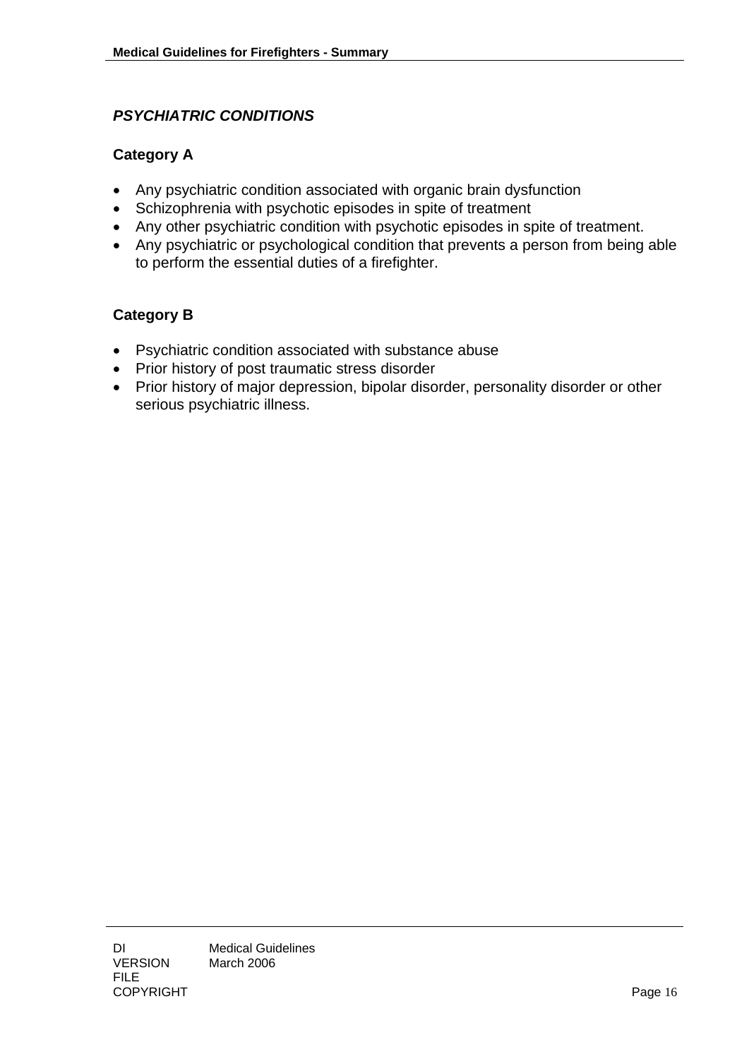## *PSYCHIATRIC CONDITIONS*

### Category A

- Any psychiatric condition associated with organic brain dysfunction
- Schizophrenia with psychotic episodes in spite of treatment
- Any other psychiatric condition with psychotic episodes in spite of treatment.
- Any psychiatric or psychological condition that prevents a person from being able to perform the essential duties of a firefighter.

### Category B

- Psychiatric condition associated with substance abuse
- Prior history of post traumatic stress disorder
- Prior history of major depression, bipolar disorder, personality disorder or other serious psychiatric illness.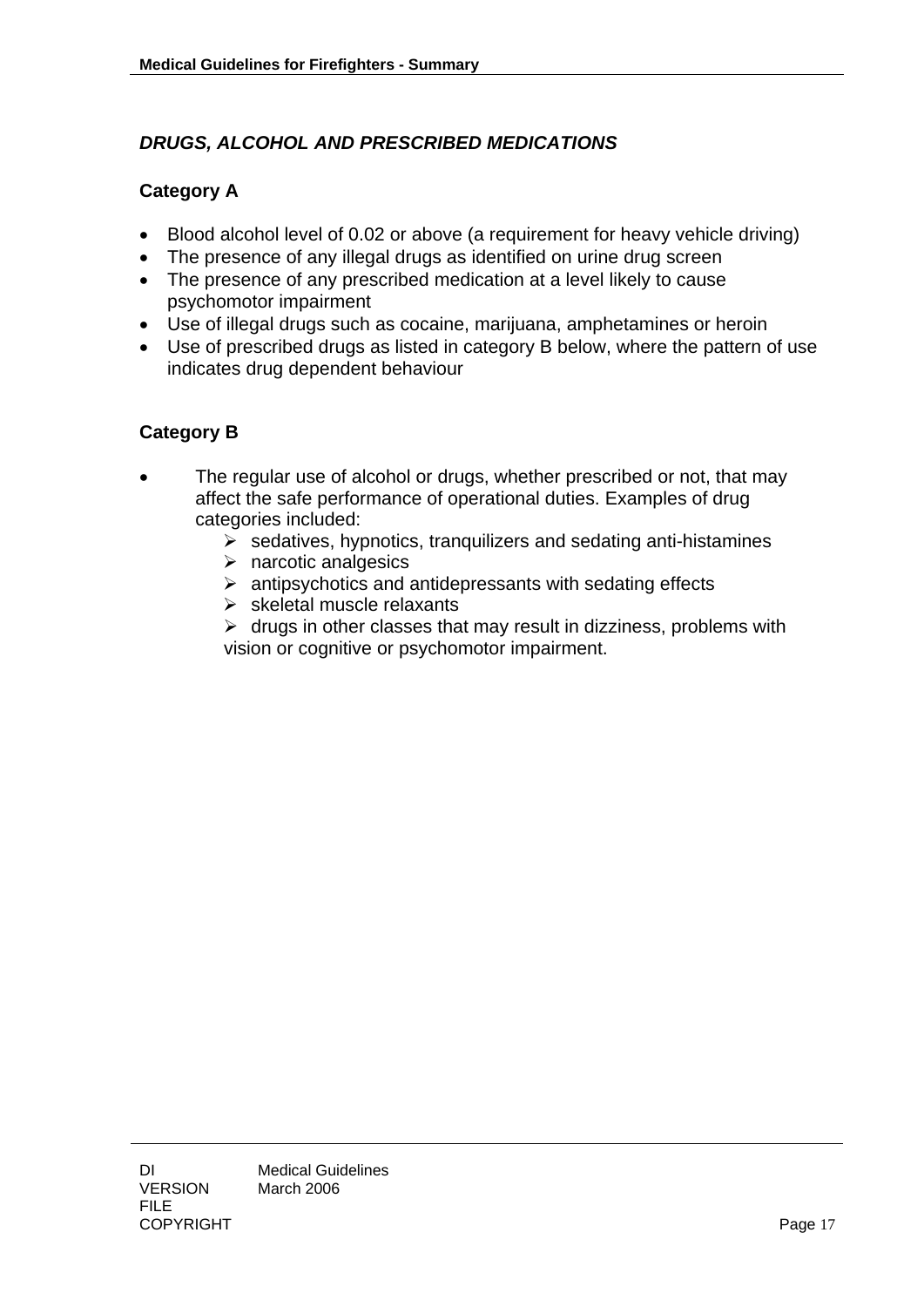## *DRUGS, ALCOHOL AND PRESCRIBED MEDICATIONS*

### Category A

- Blood alcohol level of 0.02 or above (a requirement for heavy vehicle driving)
- The presence of any illegal drugs as identified on urine drug screen
- The presence of any prescribed medication at a level likely to cause psychomotor impairment
- Use of illegal drugs such as cocaine, marijuana, amphetamines or heroin
- Use of prescribed drugs as listed in category B below, where the pattern of use indicates drug dependent behaviour

### Category B

- The regular use of alcohol or drugs, whether prescribed or not, that may affect the safe performance of operational duties. Examples of drug categories included:
  - sedatives, hypnotics, tranquilizers and sedating anti-histamines
  - narcotic analgesics
  - antipsychotics and antidepressants with sedating effects
  - skeletal muscle relaxants
  - drugs in other classes that may result in dizziness, problems with vision or cognitive or psychomotor impairment.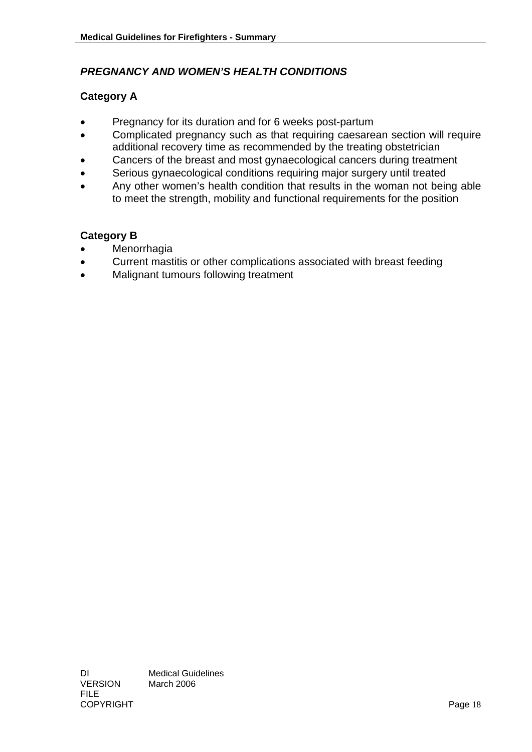## *PREGNANCY AND WOMEN'S HEALTH CONDITIONS*

### Category A

- Pregnancy for its duration and for 6 weeks post-partum
- Complicated pregnancy such as that requiring caesarean section will require additional recovery time as recommended by the treating obstetrician
- Cancers of the breast and most gynaecological cancers during treatment
- Serious gynaecological conditions requiring major surgery until treated
- Any other women's health condition that results in the woman not being able to meet the strength, mobility and functional requirements for the position

### Category B

- Menorrhagia
- Current mastitis or other complications associated with breast feeding
- Malignant tumours following treatment